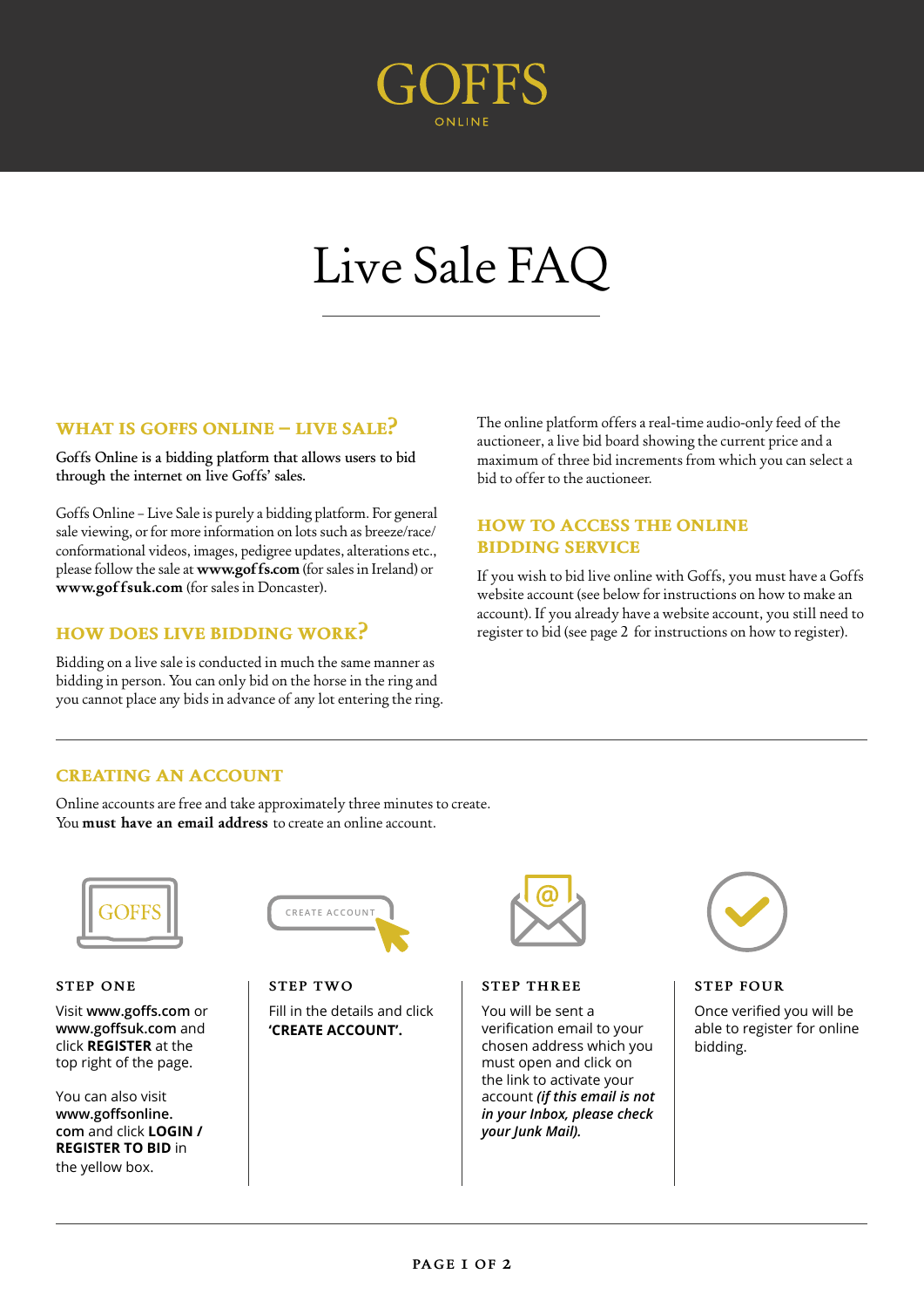GOFFS
ONLINE

# Live Sale FAQ

## WHAT IS GOFFS ONLINE – LIVE SALE?

**Goffs Online is a bidding platform that allows users to bid through the internet on live Goffs' sales.**

Goffs Online – Live Sale is purely a bidding platform. For general sale viewing, or for more information on lots such as breeze/race/conformational videos, images, pedigree updates, alterations etc., please follow the sale at **www.goffs.com** (for sales in Ireland) or **www.goffsuk.com** (for sales in Doncaster).

## HOW DOES LIVE BIDDING WORK?

Bidding on a live sale is conducted in much the same manner as bidding in person. You can only bid on the horse in the ring and you cannot place any bids in advance of any lot entering the ring.

The online platform offers a real-time audio-only feed of the auctioneer, a live bid board showing the current price and a maximum of three bid increments from which you can select a bid to offer to the auctioneer.

## HOW TO ACCESS THE ONLINE BIDDING SERVICE

If you wish to bid live online with Goffs, you must have a Goffs website account (see below for instructions on how to make an account). If you already have a website account, you still need to register to bid (see page 2 for instructions on how to register).

## CREATING AN ACCOUNT

Online accounts are free and take approximately three minutes to create.
You **must have an email address** to create an online account.

### STEP ONE

Visit **www.goffs.com** or **www.goffsuk.com** and click **REGISTER** at the top right of the page.

You can also visit **www.goffsonline.com** and click **LOGIN / REGISTER TO BID** in the yellow box.

### STEP TWO

Fill in the details and click **'CREATE ACCOUNT'.**

### STEP THREE

You will be sent a verification email to your chosen address which you must open and click on the link to activate your account ***(if this email is not in your Inbox, please check your Junk Mail).***

### STEP FOUR

Once verified you will be able to register for online bidding.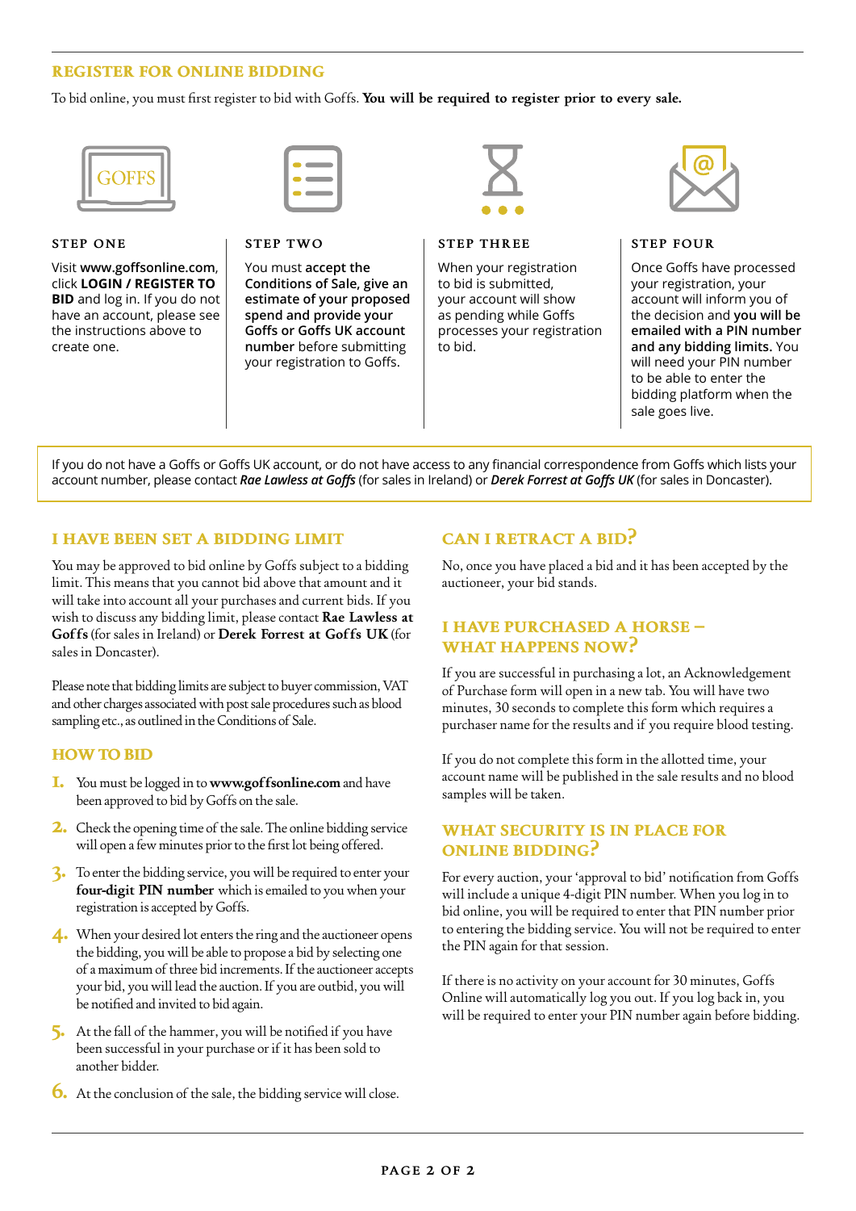## REGISTER FOR ONLINE BIDDING

To bid online, you must first register to bid with Goffs. **You will be required to register prior to every sale.**

### STEP ONE

Visit **www.goffsonline.com**, click **LOGIN / REGISTER TO BID** and log in. If you do not have an account, please see the instructions above to create one.

### STEP TWO

You must **accept the Conditions of Sale, give an estimate of your proposed spend and provide your Goffs or Goffs UK account number** before submitting your registration to Goffs.

### STEP THREE

When your registration to bid is submitted, your account will show as pending while Goffs processes your registration to bid.

### STEP FOUR

Once Goffs have processed your registration, your account will inform you of the decision and **you will be emailed with a PIN number and any bidding limits.** You will need your PIN number to be able to enter the bidding platform when the sale goes live.

If you do not have a Goffs or Goffs UK account, or do not have access to any financial correspondence from Goffs which lists your account number, please contact ***Rae Lawless at Goffs*** (for sales in Ireland) or ***Derek Forrest at Goffs UK*** (for sales in Doncaster).

## I HAVE BEEN SET A BIDDING LIMIT

You may be approved to bid online by Goffs subject to a bidding limit. This means that you cannot bid above that amount and it will take into account all your purchases and current bids. If you wish to discuss any bidding limit, please contact **Rae Lawless at Goffs** (for sales in Ireland) or **Derek Forrest at Goffs UK** (for sales in Doncaster).

Please note that bidding limits are subject to buyer commission, VAT and other charges associated with post sale procedures such as blood sampling etc., as outlined in the Conditions of Sale.

## HOW TO BID

1. You must be logged in to **www.goffsonline.com** and have been approved to bid by Goffs on the sale.
2. Check the opening time of the sale. The online bidding service will open a few minutes prior to the first lot being offered.
3. To enter the bidding service, you will be required to enter your **four-digit PIN number** which is emailed to you when your registration is accepted by Goffs.
4. When your desired lot enters the ring and the auctioneer opens the bidding, you will be able to propose a bid by selecting one of a maximum of three bid increments. If the auctioneer accepts your bid, you will lead the auction. If you are outbid, you will be notified and invited to bid again.
5. At the fall of the hammer, you will be notified if you have been successful in your purchase or if it has been sold to another bidder.
6. At the conclusion of the sale, the bidding service will close.

## CAN I RETRACT A BID?

No, once you have placed a bid and it has been accepted by the auctioneer, your bid stands.

## I HAVE PURCHASED A HORSE – WHAT HAPPENS NOW?

If you are successful in purchasing a lot, an Acknowledgement of Purchase form will open in a new tab. You will have two minutes, 30 seconds to complete this form which requires a purchaser name for the results and if you require blood testing.

If you do not complete this form in the allotted time, your account name will be published in the sale results and no blood samples will be taken.

## WHAT SECURITY IS IN PLACE FOR ONLINE BIDDING?

For every auction, your 'approval to bid' notification from Goffs will include a unique 4-digit PIN number. When you log in to bid online, you will be required to enter that PIN number prior to entering the bidding service. You will not be required to enter the PIN again for that session.

If there is no activity on your account for 30 minutes, Goffs Online will automatically log you out. If you log back in, you will be required to enter your PIN number again before bidding.